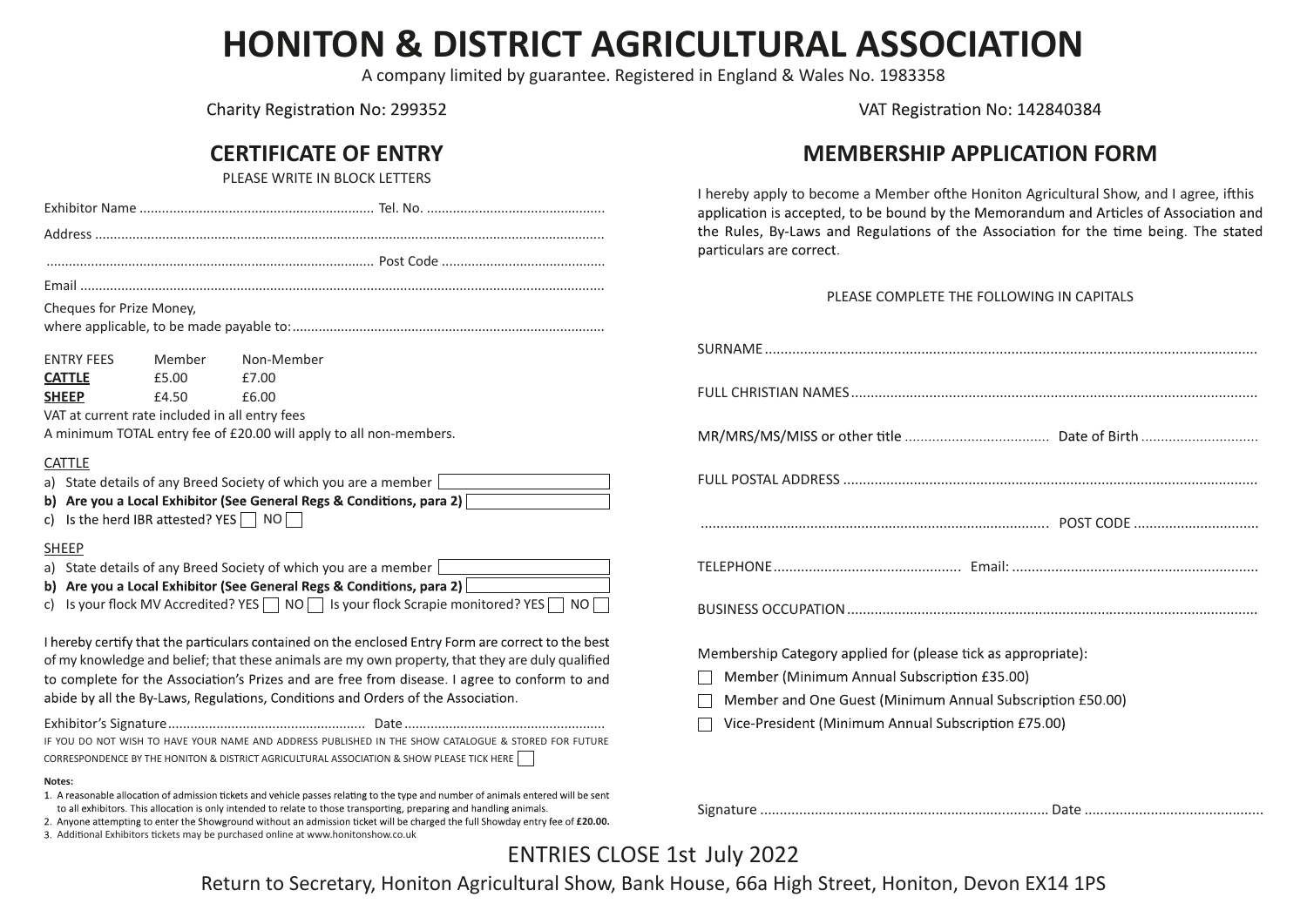# HONITON & DISTRICT AGRICULTURAL ASSOCIATION

A company limited by guarantee. Registered in England & Wales No. 1983358

Charity Registration No: 299352

VAT Registration No: 142840384

## CERTIFICATE OF ENTRY

PLEASE WRITE IN BLOCK LETTERS

Exhibitor Name .............................................................. Tel. No. ...............................................

Address .......................................................................................................................................

...................................................................................... Post Code ...........................................

Email ..........................................................................................................................................

Cheques for Prize Money,
where applicable, to be made payable to: ..................................................................................

| ENTRY FEES | Member | Non-Member |
|---|---|---|
| **CATTLE** | £5.00 | £7.00 |
| **SHEEP** | £4.50 | £6.00 |

VAT at current rate included in all entry fees

A minimum TOTAL entry fee of £20.00 will apply to all non-members.

CATTLE

a) State details of any Breed Society of which you are a member ☐

**b) Are you a Local Exhibitor (See General Regs & Conditions, para 2)** ☐

c) Is the herd IBR attested? YES ☐ NO ☐

SHEEP

a) State details of any Breed Society of which you are a member ☐

**b) Are you a Local Exhibitor (See General Regs & Conditions, para 2)** ☐

c) Is your flock MV Accredited? YES ☐ NO ☐ Is your flock Scrapie monitored? YES ☐ NO ☐

I hereby certify that the particulars contained on the enclosed Entry Form are correct to the best of my knowledge and belief; that these animals are my own property, that they are duly qualified to complete for the Association's Prizes and are free from disease. I agree to conform to and abide by all the By-Laws, Regulations, Conditions and Orders of the Association.

Exhibitor's Signature .................................................... Date .....................................................

IF YOU DO NOT WISH TO HAVE YOUR NAME AND ADDRESS PUBLISHED IN THE SHOW CATALOGUE & STORED FOR FUTURE CORRESPONDENCE BY THE HONITON & DISTRICT AGRICULTURAL ASSOCIATION & SHOW PLEASE TICK HERE ☐

**Notes:**

1. A reasonable allocation of admission tickets and vehicle passes relating to the type and number of animals entered will be sent to all exhibitors. This allocation is only intended to relate to those transporting, preparing and handling animals.
2. Anyone attempting to enter the Showground without an admission ticket will be charged the full Showday entry fee of **£20.00.**
3. Additional Exhibitors tickets may be purchased online at www.honitonshow.co.uk

## MEMBERSHIP APPLICATION FORM

I hereby apply to become a Member ofthe Honiton Agricultural Show, and I agree, ifthis application is accepted, to be bound by the Memorandum and Articles of Association and the Rules, By-Laws and Regulations of the Association for the time being. The stated particulars are correct.

PLEASE COMPLETE THE FOLLOWING IN CAPITALS

SURNAME ....................................................................................................................................

FULL CHRISTIAN NAMES .............................................................................................................

MR/MRS/MS/MISS or other title ..................................... Date of Birth ..............................

FULL POSTAL ADDRESS ...............................................................................................................

......................................................................................... POST CODE ................................

TELEPHONE ................................................. Email: ...............................................................

BUSINESS OCCUPATION ..............................................................................................................

Membership Category applied for (please tick as appropriate):

- ☐ Member (Minimum Annual Subscription £35.00)
- ☐ Member and One Guest (Minimum Annual Subscription £50.00)
- ☐ Vice-President (Minimum Annual Subscription £75.00)

Signature ........................................................................... Date .............................................

ENTRIES CLOSE 1st July 2022

Return to Secretary, Honiton Agricultural Show, Bank House, 66a High Street, Honiton, Devon EX14 1PS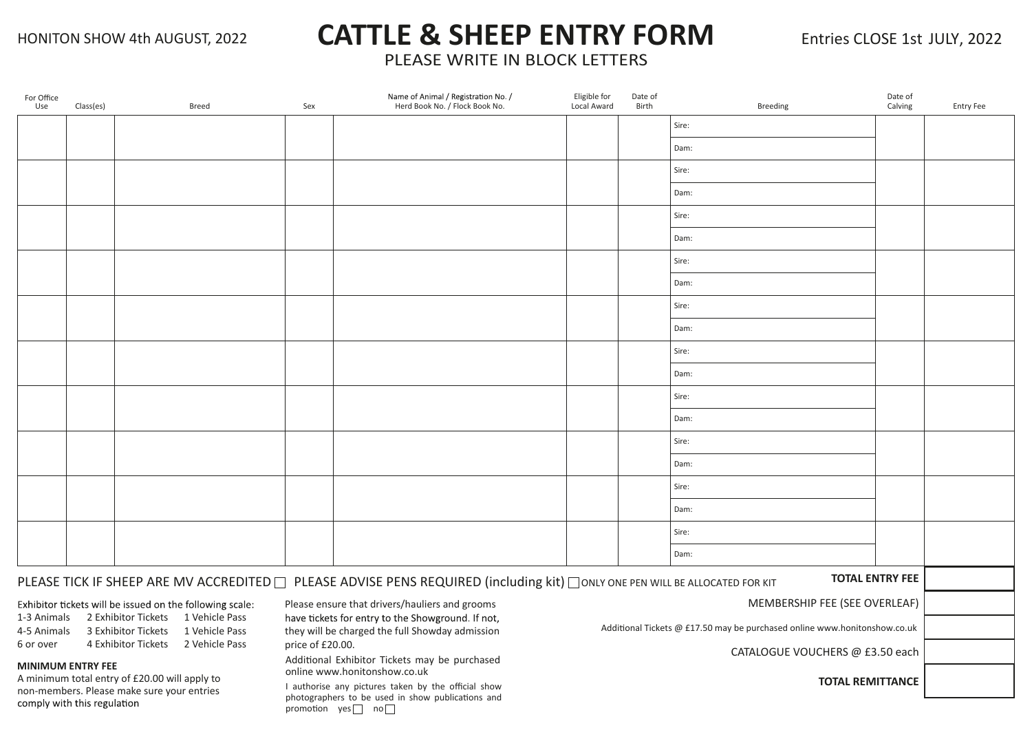HONITON SHOW 4th AUGUST, 2022

# CATTLE & SHEEP ENTRY FORM

Entries CLOSE 1st JULY, 2022

PLEASE WRITE IN BLOCK LETTERS

| For Office Use | Class(es) | Breed | Sex | Name of Animal / Registration No. / Herd Book No. / Flock Book No. | Eligible for Local Award | Date of Birth | Breeding | Date of Calving | Entry Fee |
|---|---|---|---|---|---|---|---|---|---|
| | | | | | | | Sire: | | |
| | | | | | | | Dam: | | |
| | | | | | | | Sire: | | |
| | | | | | | | Dam: | | |
| | | | | | | | Sire: | | |
| | | | | | | | Dam: | | |
| | | | | | | | Sire: | | |
| | | | | | | | Dam: | | |
| | | | | | | | Sire: | | |
| | | | | | | | Dam: | | |
| | | | | | | | Sire: | | |
| | | | | | | | Dam: | | |
| | | | | | | | Sire: | | |
| | | | | | | | Dam: | | |
| | | | | | | | Sire: | | |
| | | | | | | | Dam: | | |
| | | | | | | | Sire: | | |
| | | | | | | | Dam: | | |
| | | | | | | | Sire: | | |
| | | | | | | | Dam: | | |

PLEASE TICK IF SHEEP ARE MV ACCREDITED ☐ PLEASE ADVISE PENS REQUIRED (including kit) ☐ ONLY ONE PEN WILL BE ALLOCATED FOR KIT

| | |
|---|---|
| **TOTAL ENTRY FEE** | |
| MEMBERSHIP FEE (SEE OVERLEAF) | |
| Additional Tickets @ £17.50 may be purchased online www.honitonshow.co.uk | |
| CATALOGUE VOUCHERS @ £3.50 each | |
| **TOTAL REMITTANCE** | |

Exhibitor tickets will be issued on the following scale:

| | | |
|---|---|---|
| 1-3 Animals | 2 Exhibitor Tickets | 1 Vehicle Pass |
| 4-5 Animals | 3 Exhibitor Tickets | 1 Vehicle Pass |
| 6 or over | 4 Exhibitor Tickets | 2 Vehicle Pass |

**MINIMUM ENTRY FEE**

A minimum total entry of £20.00 will apply to non-members. Please make sure your entries comply with this regulation

Please ensure that drivers/hauliers and grooms have tickets for entry to the Showground. If not, they will be charged the full Showday admission price of £20.00.

Additional Exhibitor Tickets may be purchased online www.honitonshow.co.uk

I authorise any pictures taken by the official show photographers to be used in show publications and promotion yes ☐ no ☐